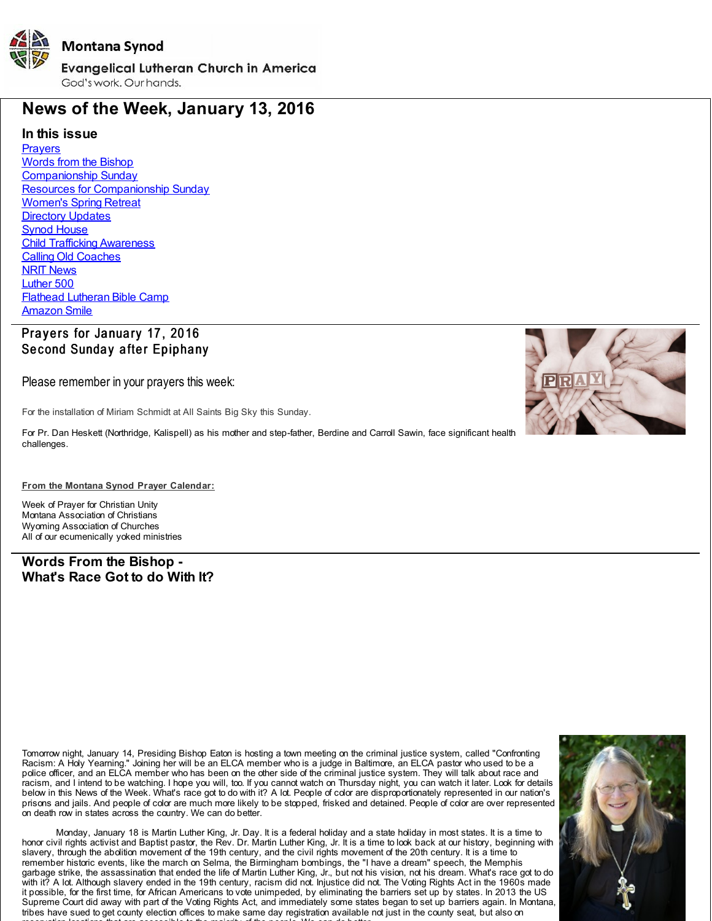Montana Synod

Evangelical Lutheran Church in America

God's work. Our hands.

# News of the Week, January 13, 2016

## In this issue

- Prayers
- Words from the Bishop
- Companionship Sunday
- Resources for Companionship Sunday
- Women's Spring Retreat
- Directory Updates
- Synod House
- Child Trafficking Awareness
- Calling Old Coaches
- NRIT News
- Luther 500
- Flathead Lutheran Bible Camp
- Amazon Smile

## Prayers for January 17, 2016
## Second Sunday after Epiphany

Please remember in your prayers this week:

For the installation of Miriam Schmidt at All Saints Big Sky this Sunday.

For Pr. Dan Heskett (Northridge, Kalispell) as his mother and step-father, Berdine and Carroll Sawin, face significant health challenges.

**From the Montana Synod Prayer Calendar:**

Week of Prayer for Christian Unity
Montana Association of Christians
Wyoming Association of Churches
All of our ecumenically yoked ministries

## Words From the Bishop - What's Race Got to do With It?

Tomorrow night, January 14, Presiding Bishop Eaton is hosting a town meeting on the criminal justice system, called "Confronting Racism: A Holy Yearning." Joining her will be an ELCA member who is a judge in Baltimore, an ELCA pastor who used to be a police officer, and an ELCA member who has been on the other side of the criminal justice system. They will talk about race and racism, and I intend to be watching. I hope you will, too. If you cannot watch on Thursday night, you can watch it later. Look for details below in this News of the Week. What's race got to do with it? A lot. People of color are disproportionately represented in our nation's prisons and jails. And people of color are much more likely to be stopped, frisked and detained. People of color are over represented on death row in states across the country. We can do better.

Monday, January 18 is Martin Luther King, Jr. Day. It is a federal holiday and a state holiday in most states. It is a time to honor civil rights activist and Baptist pastor, the Rev. Dr. Martin Luther King, Jr. It is a time to look back at our history, beginning with slavery, through the abolition movement of the 19th century, and the civil rights movement of the 20th century. It is a time to remember historic events, like the march on Selma, the Birmingham bombings, the "I have a dream" speech, the Memphis garbage strike, the assassination that ended the life of Martin Luther King, Jr., but not his vision, not his dream. What's race got to do with it? A lot. Although slavery ended in the 19th century, racism did not. Injustice did not. The Voting Rights Act in the 1960s made it possible, for the first time, for African Americans to vote unimpeded, by eliminating the barriers set up by states. In 2013 the US Supreme Court did away with part of the Voting Rights Act, and immediately some states began to set up barriers again. In Montana, tribes have sued to get county election offices to make same day registration available not just in the county seat, but also on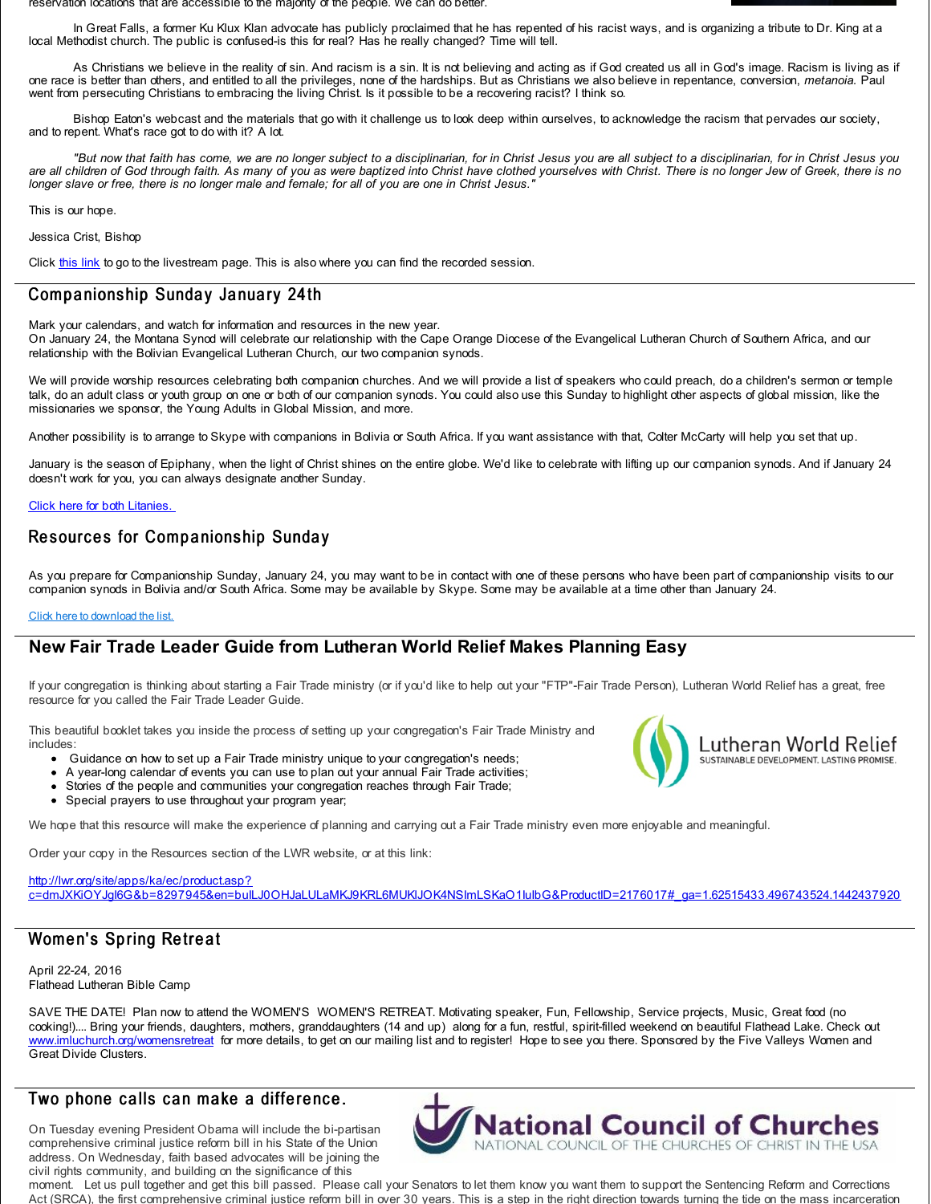reservation locations that are accessible to the majority of the people. We can do better.

In Great Falls, a former Ku Klux Klan advocate has publicly proclaimed that he has repented of his racist ways, and is organizing a tribute to Dr. King at a local Methodist church. The public is confused-is this for real? Has he really changed? Time will tell.

As Christians we believe in the reality of sin. And racism is a sin. It is not believing and acting as if God created us all in God's image. Racism is living as if one race is better than others, and entitled to all the privileges, none of the hardships. But as Christians we also believe in repentance, conversion, *metanoia.* Paul went from persecuting Christians to embracing the living Christ. Is it possible to be a recovering racist? I think so.

Bishop Eaton's webcast and the materials that go with it challenge us to look deep within ourselves, to acknowledge the racism that pervades our society, and to repent. What's race got to do with it? A lot.

*"But now that faith has come, we are no longer subject to a disciplinarian, for in Christ Jesus you are all subject to a disciplinarian, for in Christ Jesus you are all children of God through faith. As many of you as were baptized into Christ have clothed yourselves with Christ. There is no longer Jew of Greek, there is no longer slave or free, there is no longer male and female; for all of you are one in Christ Jesus."*

This is our hope.

Jessica Crist, Bishop

Click this link to go to the livestream page. This is also where you can find the recorded session.

## Companionship Sunday January 24th

Mark your calendars, and watch for information and resources in the new year.
On January 24, the Montana Synod will celebrate our relationship with the Cape Orange Diocese of the Evangelical Lutheran Church of Southern Africa, and our relationship with the Bolivian Evangelical Lutheran Church, our two companion synods.

We will provide worship resources celebrating both companion churches. And we will provide a list of speakers who could preach, do a children's sermon or temple talk, do an adult class or youth group on one or both of our companion synods. You could also use this Sunday to highlight other aspects of global mission, like the missionaries we sponsor, the Young Adults in Global Mission, and more.

Another possibility is to arrange to Skype with companions in Bolivia or South Africa. If you want assistance with that, Colter McCarty will help you set that up.

January is the season of Epiphany, when the light of Christ shines on the entire globe. We'd like to celebrate with lifting up our companion synods. And if January 24 doesn't work for you, you can always designate another Sunday.

Click here for both Litanies.

## Resources for Companionship Sunday

As you prepare for Companionship Sunday, January 24, you may want to be in contact with one of these persons who have been part of companionship visits to our companion synods in Bolivia and/or South Africa. Some may be available by Skype. Some may be available at a time other than January 24.

Click here to download the list.

## New Fair Trade Leader Guide from Lutheran World Relief Makes Planning Easy

If your congregation is thinking about starting a Fair Trade ministry (or if you'd like to help out your "FTP"-Fair Trade Person), Lutheran World Relief has a great, free resource for you called the Fair Trade Leader Guide.

This beautiful booklet takes you inside the process of setting up your congregation's Fair Trade Ministry and includes:

- Guidance on how to set up a Fair Trade ministry unique to your congregation's needs;
- A year-long calendar of events you can use to plan out your annual Fair Trade activities;
- Stories of the people and communities your congregation reaches through Fair Trade;
- Special prayers to use throughout your program year;

Lutheran World Relief
SUSTAINABLE DEVELOPMENT. LASTING PROMISE.

We hope that this resource will make the experience of planning and carrying out a Fair Trade ministry even more enjoyable and meaningful.

Order your copy in the Resources section of the LWR website, or at this link:

http://lwr.org/site/apps/ka/ec/product.asp?c=dmJXKiOYJgI6G&b=8297945&en=bulLJ0OHJaLULaMKJ9KRL6MUKlJOK4NSlmLSKaO1lulbG&ProductID=2176017#_ga=1.62515433.496743524.1442437920

## Women's Spring Retreat

April 22-24, 2016
Flathead Lutheran Bible Camp

SAVE THE DATE! Plan now to attend the WOMEN'S WOMEN'S RETREAT. Motivating speaker, Fun, Fellowship, Service projects, Music, Great food (no cooking!)... Bring your friends, daughters, mothers, granddaughters (14 and up) along for a fun, restful, spirit-filled weekend on beautiful Flathead Lake. Check out www.imluchurch.org/womensretreat for more details, to get on our mailing list and to register! Hope to see you there. Sponsored by the Five Valleys Women and Great Divide Clusters.

## Two phone calls can make a difference.

National Council of Churches
NATIONAL COUNCIL OF THE CHURCHES OF CHRIST IN THE USA

On Tuesday evening President Obama will include the bi-partisan comprehensive criminal justice reform bill in his State of the Union address. On Wednesday, faith based advocates will be joining the civil rights community, and building on the significance of this moment. Let us pull together and get this bill passed. Please call your Senators to let them know you want them to support the Sentencing Reform and Corrections Act (SRCA), the first comprehensive criminal justice reform bill in over 30 years. This is a step in the right direction towards turning the tide on the mass incarceration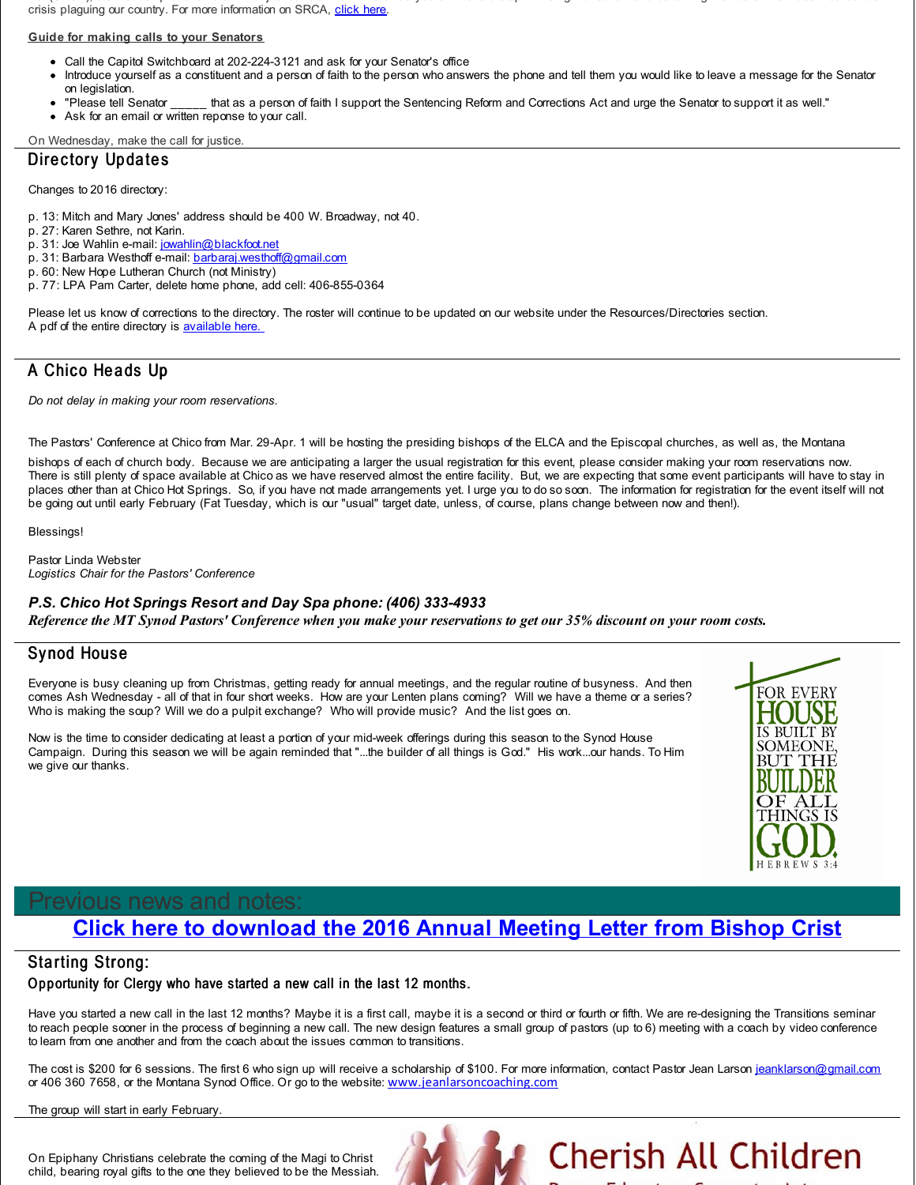crisis plaguing our country. For more information on SRCA, click here.

**Guide for making calls to your Senators**

- Call the Capitol Switchboard at 202-224-3121 and ask for your Senator's office
- Introduce yourself as a constituent and a person of faith to the person who answers the phone and tell them you would like to leave a message for the Senator on legislation.
- "Please tell Senator _____ that as a person of faith I support the Sentencing Reform and Corrections Act and urge the Senator to support it as well."
- Ask for an email or written reponse to your call.

On Wednesday, make the call for justice.

## Directory Updates

Changes to 2016 directory:

p. 13: Mitch and Mary Jones' address should be 400 W. Broadway, not 40.
p. 27: Karen Sethre, not Karin.
p. 31: Joe Wahlin e-mail: jowahlin@blackfoot.net
p. 31: Barbara Westhoff e-mail: barbaraj.westhoff@gmail.com
p. 60: New Hope Lutheran Church (not Ministry)
p. 77: LPA Pam Carter, delete home phone, add cell: 406-855-0364

Please let us know of corrections to the directory. The roster will continue to be updated on our website under the Resources/Directories section.
A pdf of the entire directory is available here.

## A Chico Heads Up

*Do not delay in making your room reservations.*

The Pastors' Conference at Chico from Mar. 29-Apr. 1 will be hosting the presiding bishops of the ELCA and the Episcopal churches, as well as, the Montana bishops of each of church body. Because we are anticipating a larger the usual registration for this event, please consider making your room reservations now. There is still plenty of space available at Chico as we have reserved almost the entire facility. But, we are expecting that some event participants will have to stay in places other than at Chico Hot Springs. So, if you have not made arrangements yet. I urge you to do so soon. The information for registration for the event itself will not be going out until early February (Fat Tuesday, which is our "usual" target date, unless, of course, plans change between now and then!).

Blessings!

Pastor Linda Webster
*Logistics Chair for the Pastors' Conference*

***P.S. Chico Hot Springs Resort and Day Spa phone: (406) 333-4933***
***Reference the MT Synod Pastors' Conference when you make your reservations to get our 35% discount on your room costs.***

## Synod House

Everyone is busy cleaning up from Christmas, getting ready for annual meetings, and the regular routine of busyness. And then comes Ash Wednesday - all of that in four short weeks. How are your Lenten plans coming? Will we have a theme or a series? Who is making the soup? Will we do a pulpit exchange? Who will provide music? And the list goes on.

Now is the time to consider dedicating at least a portion of your mid-week offerings during this season to the Synod House Campaign. During this season we will be again reminded that "...the builder of all things is God." His work...our hands. To Him we give our thanks.

FOR EVERY HOUSE IS BUILT BY SOMEONE, BUT THE BUILDER OF ALL THINGS IS GOD. HEBREWS 3:4

# Previous news and notes:

## Click here to download the 2016 Annual Meeting Letter from Bishop Crist

## Starting Strong:

### Opportunity for Clergy who have started a new call in the last 12 months.

Have you started a new call in the last 12 months? Maybe it is a first call, maybe it is a second or third or fourth or fifth. We are re-designing the Transitions seminar to reach people sooner in the process of beginning a new call. The new design features a small group of pastors (up to 6) meeting with a coach by video conference to learn from one another and from the coach about the issues common to transitions.

The cost is $200 for 6 sessions. The first 6 who sign up will receive a scholarship of $100. For more information, contact Pastor Jean Larson jeanklarson@gmail.com or 406 360 7658, or the Montana Synod Office. Or go to the website: www.jeanlarsoncoaching.com

The group will start in early February.

Cherish All Children

On Epiphany Christians celebrate the coming of the Magi to Christ child, bearing royal gifts to the one they believed to be the Messiah.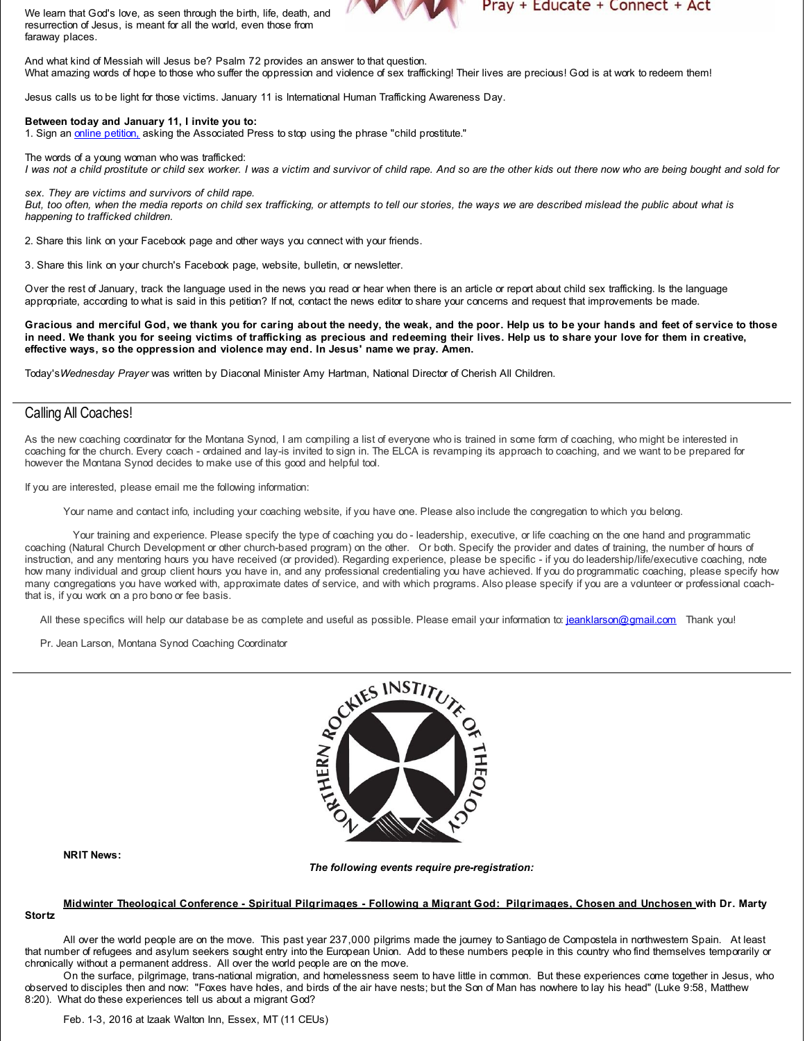We learn that God's love, as seen through the birth, life, death, and resurrection of Jesus, is meant for all the world, even those from faraway places.

Pray + Educate + Connect + Act

And what kind of Messiah will Jesus be? Psalm 72 provides an answer to that question.
What amazing words of hope to those who suffer the oppression and violence of sex trafficking! Their lives are precious! God is at work to redeem them!

Jesus calls us to be light for those victims. January 11 is International Human Trafficking Awareness Day.

**Between today and January 11, I invite you to:**
1. Sign an online petition, asking the Associated Press to stop using the phrase "child prostitute."

The words of a young woman who was trafficked:
*I was not a child prostitute or child sex worker. I was a victim and survivor of child rape. And so are the other kids out there now who are being bought and sold for sex. They are victims and survivors of child rape.*
*But, too often, when the media reports on child sex trafficking, or attempts to tell our stories, the ways we are described mislead the public about what is happening to trafficked children.*

2. Share this link on your Facebook page and other ways you connect with your friends.

3. Share this link on your church's Facebook page, website, bulletin, or newsletter.

Over the rest of January, track the language used in the news you read or hear when there is an article or report about child sex trafficking. Is the language appropriate, according to what is said in this petition? If not, contact the news editor to share your concerns and request that improvements be made.

**Gracious and merciful God, we thank you for caring about the needy, the weak, and the poor. Help us to be your hands and feet of service to those in need. We thank you for seeing victims of trafficking as precious and redeeming their lives. Help us to share your love for them in creative, effective ways, so the oppression and violence may end. In Jesus' name we pray. Amen.**

Today's *Wednesday Prayer* was written by Diaconal Minister Amy Hartman, National Director of Cherish All Children.

## Calling All Coaches!

As the new coaching coordinator for the Montana Synod, I am compiling a list of everyone who is trained in some form of coaching, who might be interested in coaching for the church. Every coach - ordained and lay-is invited to sign in. The ELCA is revamping its approach to coaching, and we want to be prepared for however the Montana Synod decides to make use of this good and helpful tool.

If you are interested, please email me the following information:

Your name and contact info, including your coaching website, if you have one. Please also include the congregation to which you belong.

Your training and experience. Please specify the type of coaching you do - leadership, executive, or life coaching on the one hand and programmatic coaching (Natural Church Development or other church-based program) on the other. Or both. Specify the provider and dates of training, the number of hours of instruction, and any mentoring hours you have received (or provided). Regarding experience, please be specific - if you do leadership/life/executive coaching, note how many individual and group client hours you have in, and any professional credentialing you have achieved. If you do programmatic coaching, please specify how many congregations you have worked with, approximate dates of service, and with which programs. Also please specify if you are a volunteer or professional coach-that is, if you work on a pro bono or fee basis.

All these specifics will help our database be as complete and useful as possible. Please email your information to: jeanklarson@gmail.com Thank you!

Pr. Jean Larson, Montana Synod Coaching Coordinator

NORTHERN ROCKIES INSTITUTE OF THEOLOGY

**NRIT News:**

***The following events require pre-registration:***

**Midwinter Theological Conference - Spiritual Pilgrimages - Following a Migrant God: Pilgrimages, Chosen and Unchosen with Dr. Marty Stortz**

All over the world people are on the move. This past year 237,000 pilgrims made the journey to Santiago de Compostela in northwestern Spain. At least that number of refugees and asylum seekers sought entry into the European Union. Add to these numbers people in this country who find themselves temporarily or chronically without a permanent address. All over the world people are on the move.

On the surface, pilgrimage, trans-national migration, and homelessness seem to have little in common. But these experiences come together in Jesus, who observed to disciples then and now: "Foxes have holes, and birds of the air have nests; but the Son of Man has nowhere to lay his head" (Luke 9:58, Matthew 8:20). What do these experiences tell us about a migrant God?

Feb. 1-3, 2016 at Izaak Walton Inn, Essex, MT (11 CEUs)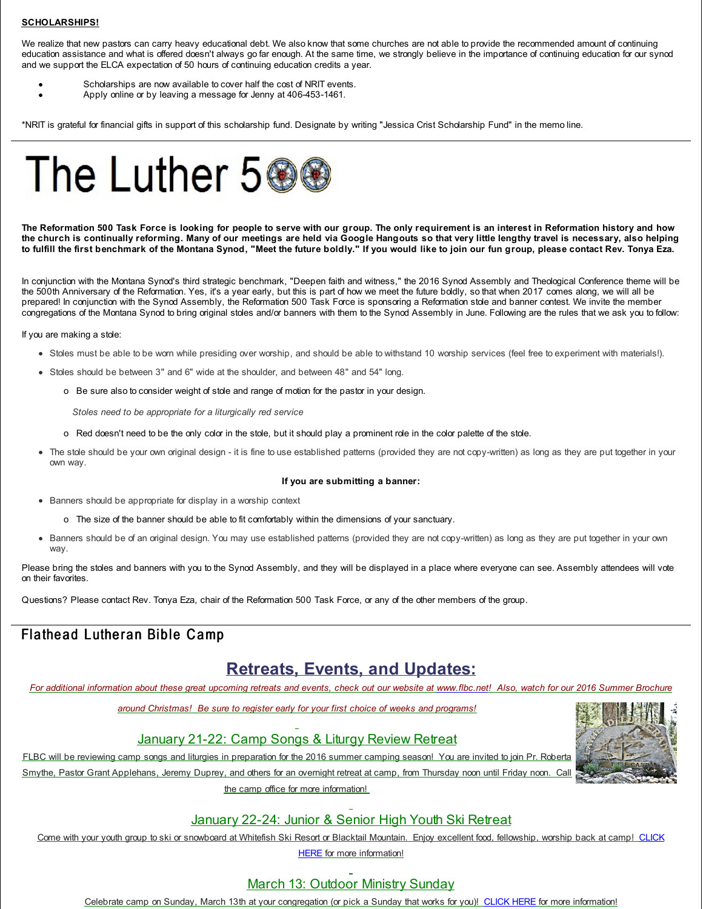**SCHOLARSHIPS!**

We realize that new pastors can carry heavy educational debt. We also know that some churches are not able to provide the recommended amount of continuing education assistance and what is offered doesn't always go far enough. At the same time, we strongly believe in the importance of continuing education for our synod and we support the ELCA expectation of 50 hours of continuing education credits a year.

- Scholarships are now available to cover half the cost of NRIT events.
- Apply online or by leaving a message for Jenny at 406-453-1461.

*NRIT is grateful for financial gifts in support of this scholarship fund. Designate by writing "Jessica Crist Scholarship Fund" in the memo line.

---

# The Luther 500

**The Reformation 500 Task Force is looking for people to serve with our group. The only requirement is an interest in Reformation history and how the church is continually reforming. Many of our meetings are held via Google Hangouts so that very little lengthy travel is necessary, also helping to fulfill the first benchmark of the Montana Synod, "Meet the future boldly." If you would like to join our fun group, please contact Rev. Tonya Eza.**

In conjunction with the Montana Synod's third strategic benchmark, "Deepen faith and witness," the 2016 Synod Assembly and Theological Conference theme will be the 500th Anniversary of the Reformation. Yes, it's a year early, but this is part of how we meet the future boldly, so that when 2017 comes along, we will all be prepared! In conjunction with the Synod Assembly, the Reformation 500 Task Force is sponsoring a Reformation stole and banner contest. We invite the member congregations of the Montana Synod to bring original stoles and/or banners with them to the Synod Assembly in June. Following are the rules that we ask you to follow:

If you are making a stole:

- Stoles must be able to be worn while presiding over worship, and should be able to withstand 10 worship services (feel free to experiment with materials!).
- Stoles should be between 3" and 6" wide at the shoulder, and between 48" and 54" long.
  - Be sure also to consider weight of stole and range of motion for the pastor in your design.

    *Stoles need to be appropriate for a liturgically red service*

  - Red doesn't need to be the only color in the stole, but it should play a prominent role in the color palette of the stole.
- The stole should be your own original design - it is fine to use established patterns (provided they are not copy-written) as long as they are put together in your own way.

**If you are submitting a banner:**

- Banners should be appropriate for display in a worship context
  - The size of the banner should be able to fit comfortably within the dimensions of your sanctuary.
- Banners should be of an original design. You may use established patterns (provided they are not copy-written) as long as they are put together in your own way.

Please bring the stoles and banners with you to the Synod Assembly, and they will be displayed in a place where everyone can see. Assembly attendees will vote on their favorites.

Questions? Please contact Rev. Tonya Eza, chair of the Reformation 500 Task Force, or any of the other members of the group.

---

## Flathead Lutheran Bible Camp

### Retreats, Events, and Updates:

*For additional information about these great upcoming retreats and events, check out our website at www.flbc.net! Also, watch for our 2016 Summer Brochure around Christmas! Be sure to register early for your first choice of weeks and programs!*

### January 21-22: Camp Songs & Liturgy Review Retreat

FLBC will be reviewing camp songs and liturgies in preparation for the 2016 summer camping season! You are invited to join Pr. Roberta Smythe, Pastor Grant Applehans, Jeremy Duprey, and others for an overnight retreat at camp, from Thursday noon until Friday noon. Call the camp office for more information!

### January 22-24: Junior & Senior High Youth Ski Retreat

Come with your youth group to ski or snowboard at Whitefish Ski Resort or Blacktail Mountain. Enjoy excellent food, fellowship, worship back at camp! CLICK HERE for more information!

### March 13: Outdoor Ministry Sunday

Celebrate camp on Sunday, March 13th at your congregation (or pick a Sunday that works for you)! CLICK HERE for more information!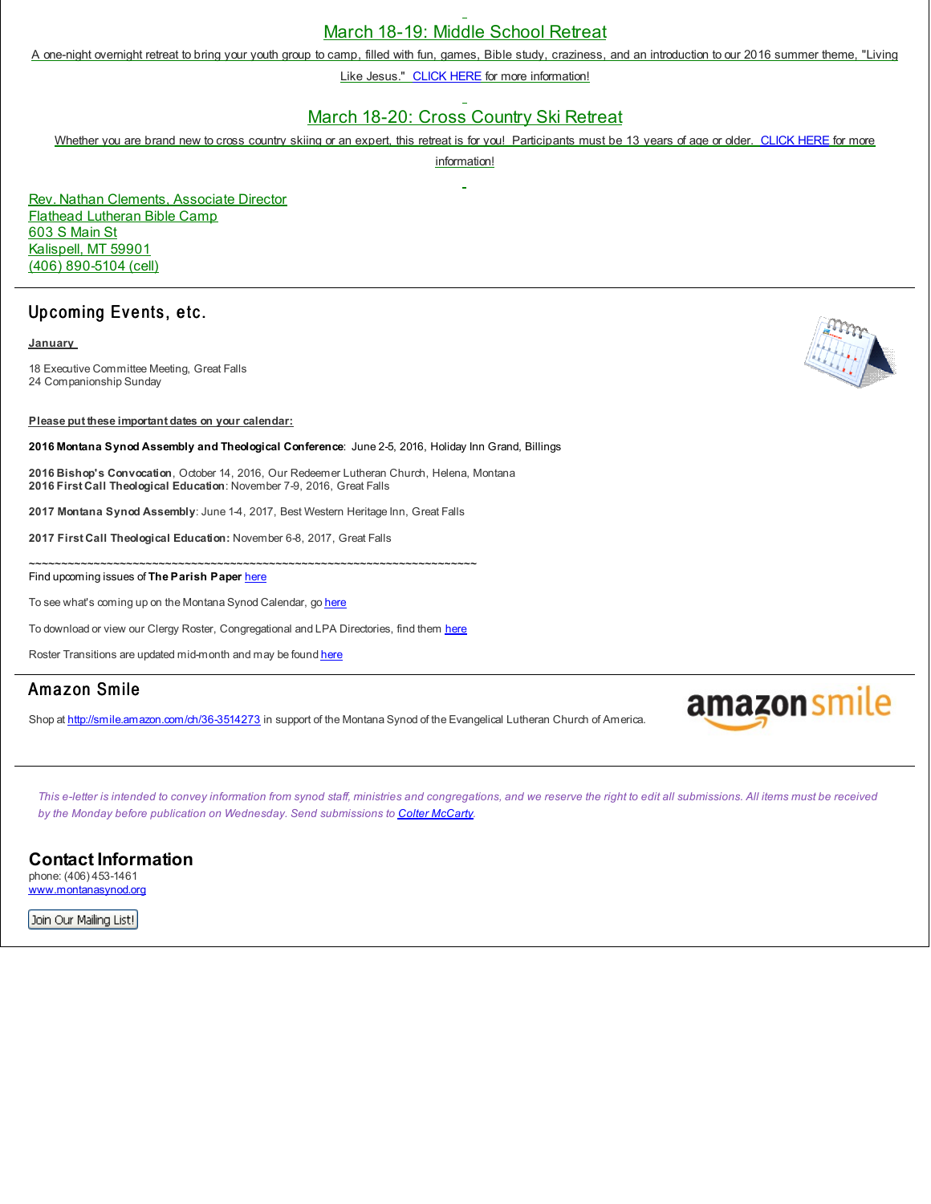## March 18-19: Middle School Retreat

A one-night overnight retreat to bring your youth group to camp, filled with fun, games, Bible study, craziness, and an introduction to our 2016 summer theme, "Living Like Jesus." CLICK HERE for more information!

## March 18-20: Cross Country Ski Retreat

Whether you are brand new to cross country skiing or an expert, this retreat is for you! Participants must be 13 years of age or older. CLICK HERE for more information!

Rev. Nathan Clements, Associate Director
Flathead Lutheran Bible Camp
603 S Main St
Kalispell, MT 59901
(406) 890-5104 (cell)

## Upcoming Events, etc.

**January**

18 Executive Committee Meeting, Great Falls
24 Companionship Sunday

**Please put these important dates on your calendar:**

**2016 Montana Synod Assembly and Theological Conference**: June 2-5, 2016, Holiday Inn Grand, Billings

**2016 Bishop's Convocation**, October 14, 2016, Our Redeemer Lutheran Church, Helena, Montana
**2016 First Call Theological Education**: November 7-9, 2016, Great Falls

**2017 Montana Synod Assembly**: June 1-4, 2017, Best Western Heritage Inn, Great Falls

**2017 First Call Theological Education:** November 6-8, 2017, Great Falls

~~~~~~~~~~~~~~~~~~~~~~~~~~~~~~~~~~~~~~~~~~~~~~~~~~~~~~~~~~~~~~~~~~~~~~~~~~

Find upcoming issues of **The Parish Paper** here

To see what's coming up on the Montana Synod Calendar, go here

To download or view our Clergy Roster, Congregational and LPA Directories, find them here

Roster Transitions are updated mid-month and may be found here

## Amazon Smile

Shop at http://smile.amazon.com/ch/36-3514273 in support of the Montana Synod of the Evangelical Lutheran Church of America.

*This e-letter is intended to convey information from synod staff, ministries and congregations, and we reserve the right to edit all submissions. All items must be received by the Monday before publication on Wednesday. Send submissions to Colter McCarty.*

## Contact Information

phone: (406) 453-1461
www.montanasynod.org

Join Our Mailing List!